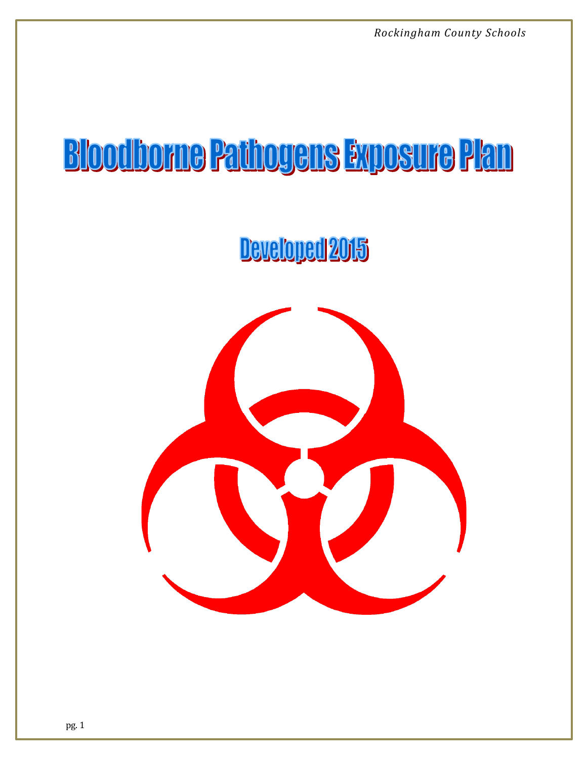*Rockingham County Schools*

# Bloodborne Pathogens Exposure Plan

## Developed 2015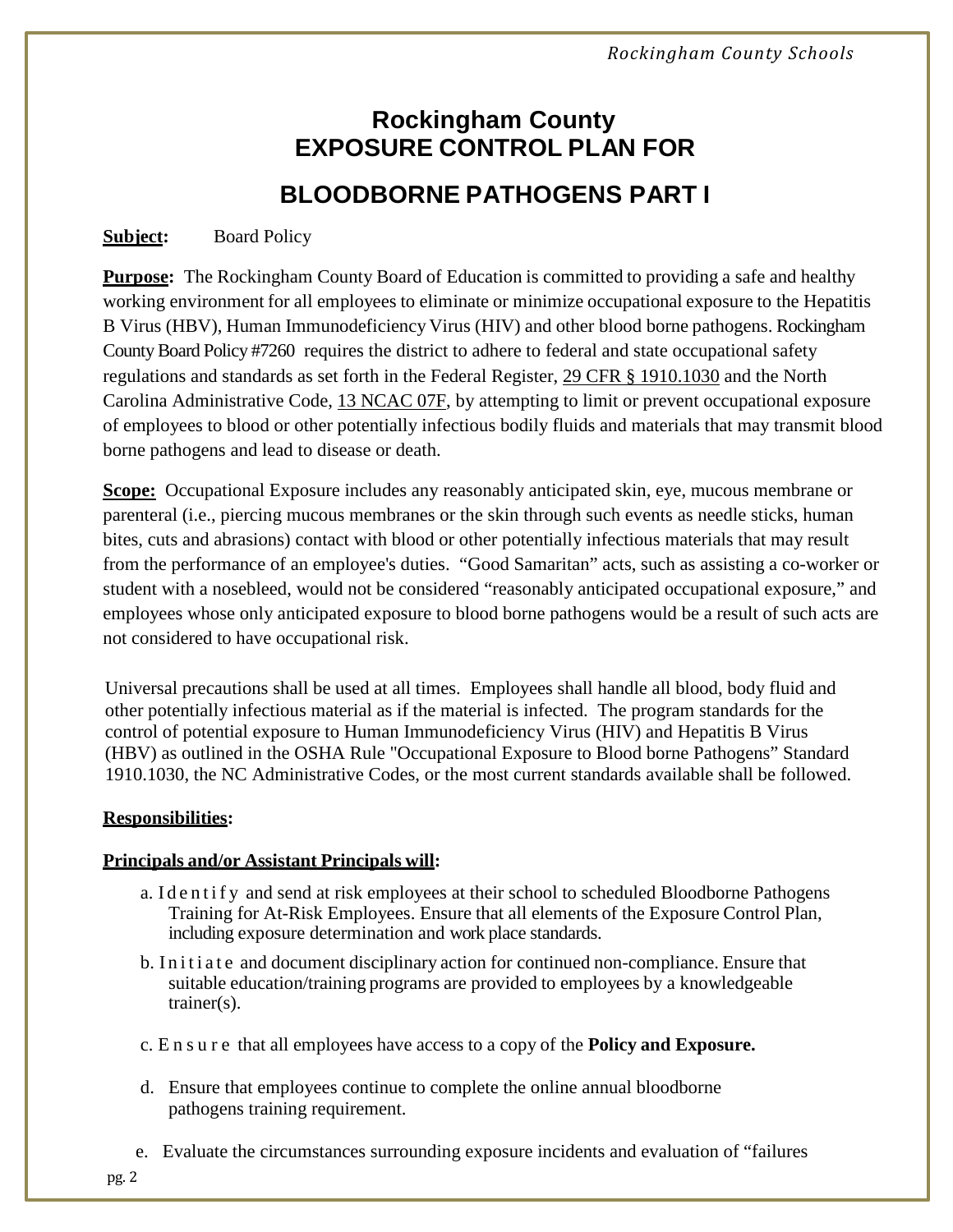# Rockingham County EXPOSURE CONTROL PLAN FOR

# BLOODBORNE PATHOGENS PART I

**Subject:** Board Policy

**Purpose:** The Rockingham County Board of Education is committed to providing a safe and healthy working environment for all employees to eliminate or minimize occupational exposure to the Hepatitis B Virus (HBV), Human Immunodeficiency Virus (HIV) and other blood borne pathogens. Rockingham County Board Policy #7260 requires the district to adhere to federal and state occupational safety regulations and standards as set forth in the Federal Register, 29 CFR § 1910.1030 and the North Carolina Administrative Code, 13 NCAC 07F, by attempting to limit or prevent occupational exposure of employees to blood or other potentially infectious bodily fluids and materials that may transmit blood borne pathogens and lead to disease or death.

**Scope:** Occupational Exposure includes any reasonably anticipated skin, eye, mucous membrane or parenteral (i.e., piercing mucous membranes or the skin through such events as needle sticks, human bites, cuts and abrasions) contact with blood or other potentially infectious materials that may result from the performance of an employee's duties. "Good Samaritan" acts, such as assisting a co-worker or student with a nosebleed, would not be considered "reasonably anticipated occupational exposure," and employees whose only anticipated exposure to blood borne pathogens would be a result of such acts are not considered to have occupational risk.

Universal precautions shall be used at all times. Employees shall handle all blood, body fluid and other potentially infectious material as if the material is infected. The program standards for the control of potential exposure to Human Immunodeficiency Virus (HIV) and Hepatitis B Virus (HBV) as outlined in the OSHA Rule "Occupational Exposure to Blood borne Pathogens" Standard 1910.1030, the NC Administrative Codes, or the most current standards available shall be followed.

**Responsibilities:**

**Principals and/or Assistant Principals will:**

a. Identify and send at risk employees at their school to scheduled Bloodborne Pathogens Training for At-Risk Employees. Ensure that all elements of the Exposure Control Plan, including exposure determination and work place standards.

b. Initiate and document disciplinary action for continued non-compliance. Ensure that suitable education/training programs are provided to employees by a knowledgeable trainer(s).

c. Ensure that all employees have access to a copy of the **Policy and Exposure.**

d. Ensure that employees continue to complete the online annual bloodborne pathogens training requirement.

e. Evaluate the circumstances surrounding exposure incidents and evaluation of "failures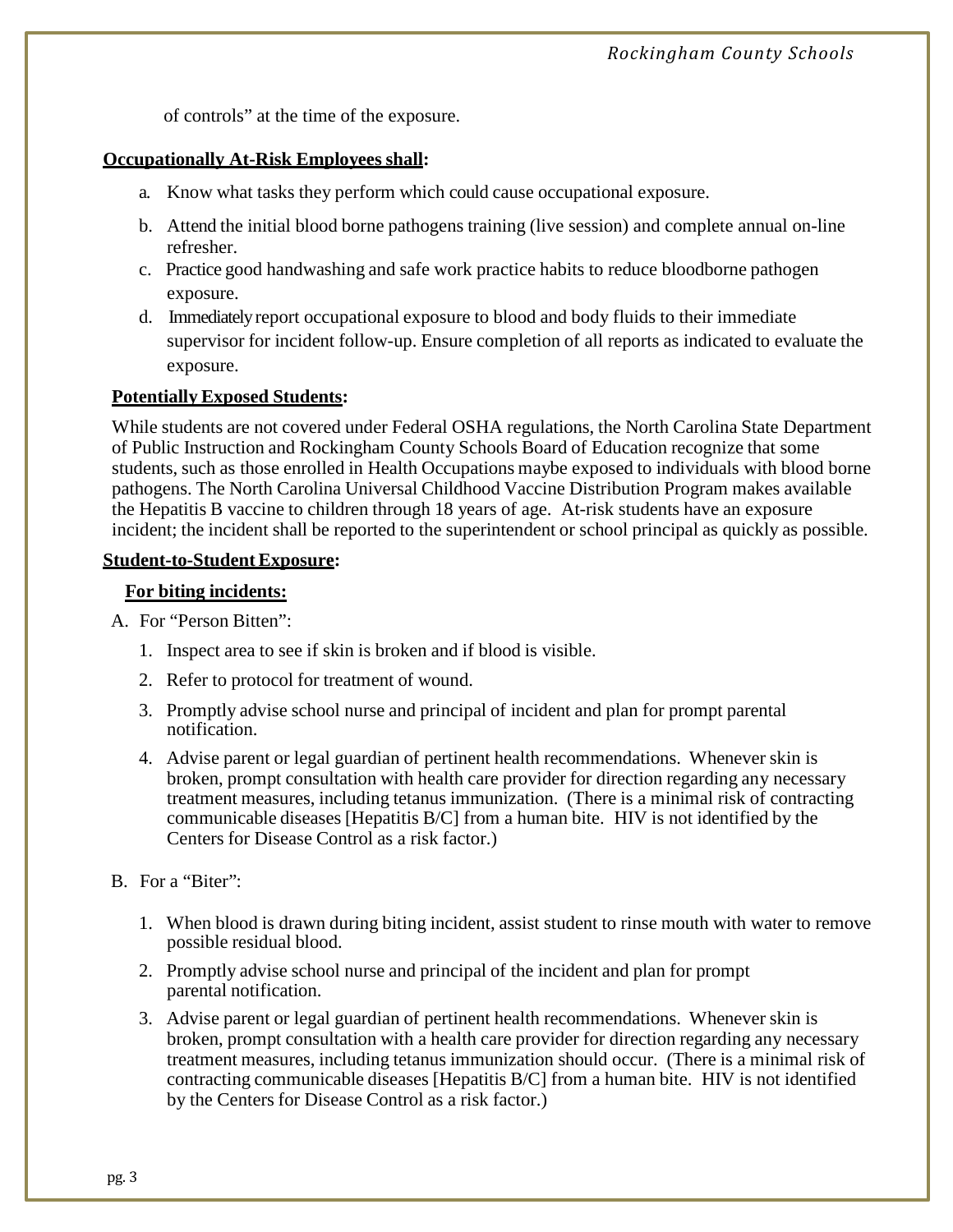of controls" at the time of the exposure.

**Occupationally At-Risk Employees shall:**

a. Know what tasks they perform which could cause occupational exposure.

b. Attend the initial blood borne pathogens training (live session) and complete annual on-line refresher.

c. Practice good handwashing and safe work practice habits to reduce bloodborne pathogen exposure.

d. Immediately report occupational exposure to blood and body fluids to their immediate supervisor for incident follow-up. Ensure completion of all reports as indicated to evaluate the exposure.

**Potentially Exposed Students:**

While students are not covered under Federal OSHA regulations, the North Carolina State Department of Public Instruction and Rockingham County Schools Board of Education recognize that some students, such as those enrolled in Health Occupations maybe exposed to individuals with blood borne pathogens. The North Carolina Universal Childhood Vaccine Distribution Program makes available the Hepatitis B vaccine to children through 18 years of age. At-risk students have an exposure incident; the incident shall be reported to the superintendent or school principal as quickly as possible.

**Student-to-Student Exposure:**

**For biting incidents:**

A. For "Person Bitten":

1. Inspect area to see if skin is broken and if blood is visible.
2. Refer to protocol for treatment of wound.
3. Promptly advise school nurse and principal of incident and plan for prompt parental notification.
4. Advise parent or legal guardian of pertinent health recommendations. Whenever skin is broken, prompt consultation with health care provider for direction regarding any necessary treatment measures, including tetanus immunization. (There is a minimal risk of contracting communicable diseases [Hepatitis B/C] from a human bite. HIV is not identified by the Centers for Disease Control as a risk factor.)

B. For a "Biter":

1. When blood is drawn during biting incident, assist student to rinse mouth with water to remove possible residual blood.
2. Promptly advise school nurse and principal of the incident and plan for prompt parental notification.
3. Advise parent or legal guardian of pertinent health recommendations. Whenever skin is broken, prompt consultation with a health care provider for direction regarding any necessary treatment measures, including tetanus immunization should occur. (There is a minimal risk of contracting communicable diseases [Hepatitis B/C] from a human bite. HIV is not identified by the Centers for Disease Control as a risk factor.)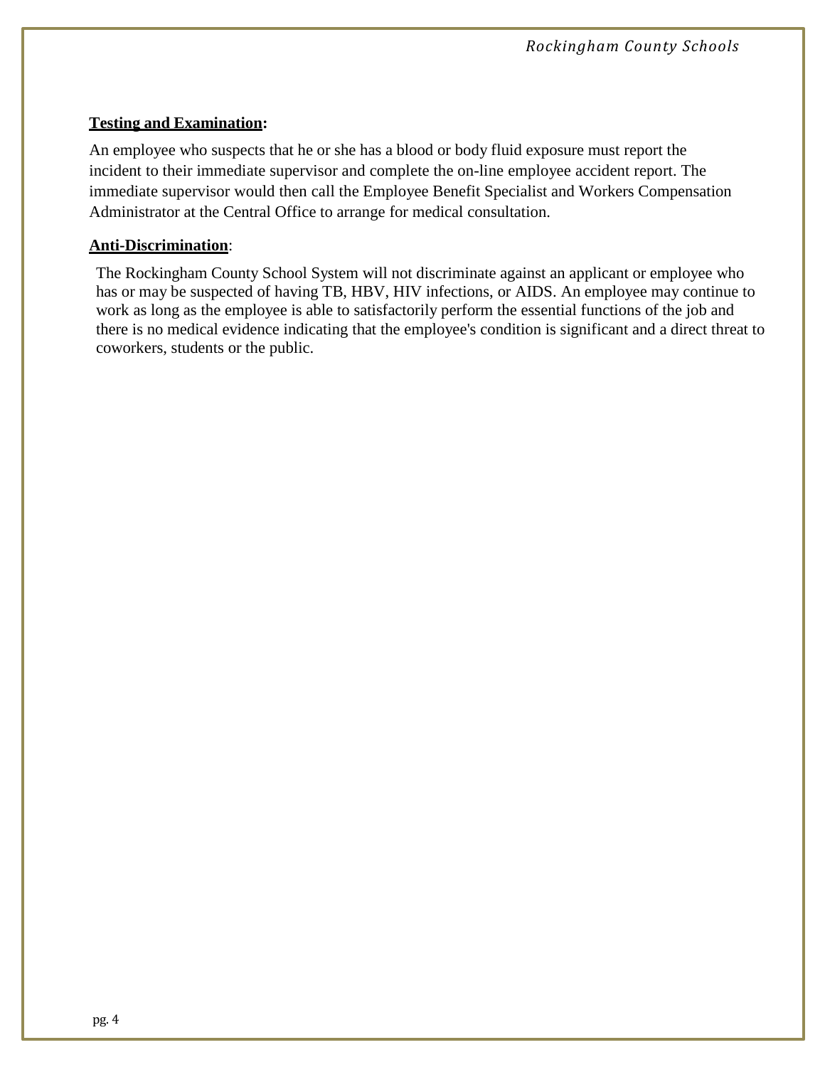**Testing and Examination:**

An employee who suspects that he or she has a blood or body fluid exposure must report the incident to their immediate supervisor and complete the on-line employee accident report. The immediate supervisor would then call the Employee Benefit Specialist and Workers Compensation Administrator at the Central Office to arrange for medical consultation.

**Anti-Discrimination**:

The Rockingham County School System will not discriminate against an applicant or employee who has or may be suspected of having TB, HBV, HIV infections, or AIDS. An employee may continue to work as long as the employee is able to satisfactorily perform the essential functions of the job and there is no medical evidence indicating that the employee's condition is significant and a direct threat to coworkers, students or the public.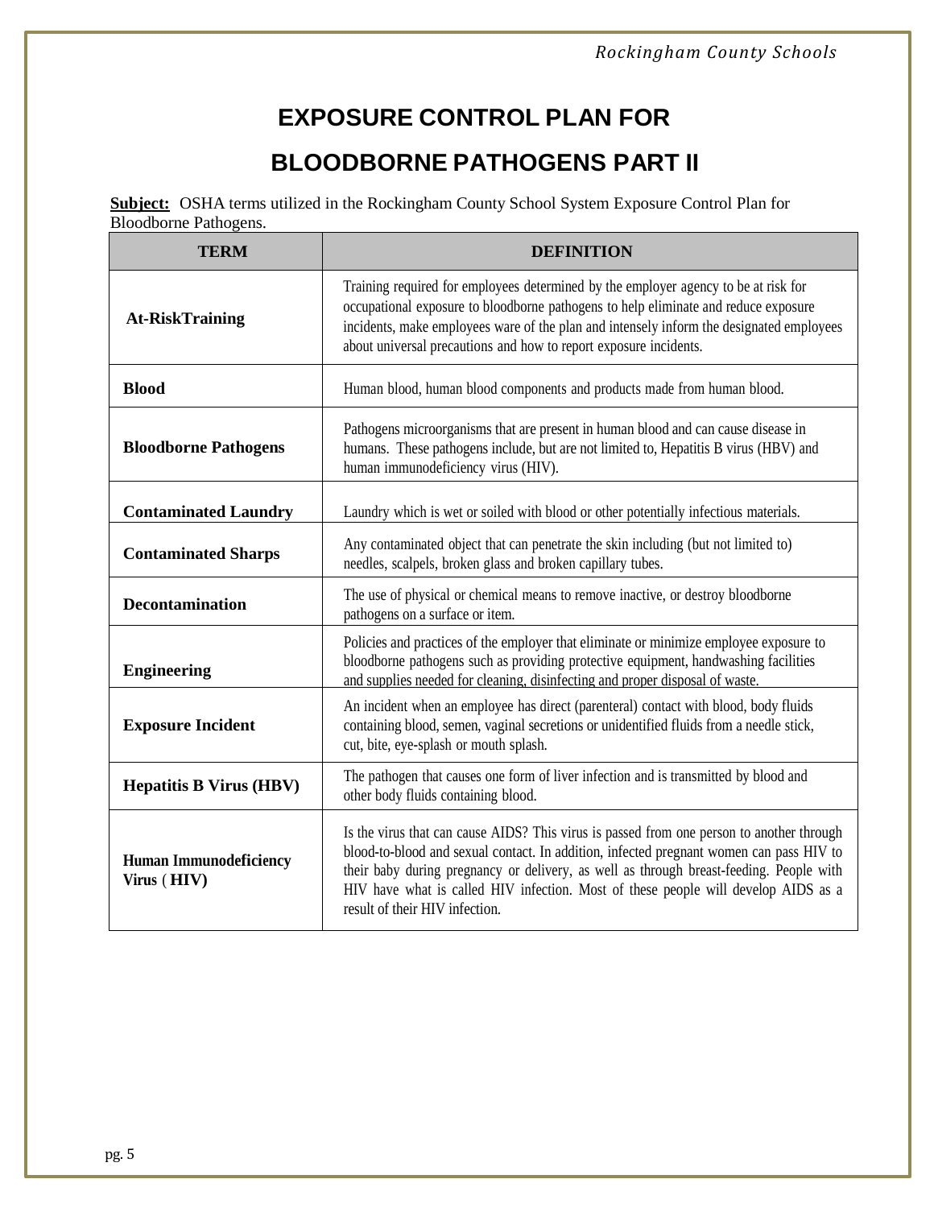# EXPOSURE CONTROL PLAN FOR

# BLOODBORNE PATHOGENS PART II

**Subject:** OSHA terms utilized in the Rockingham County School System Exposure Control Plan for Bloodborne Pathogens.

| TERM | DEFINITION |
|---|---|
| **At-RiskTraining** | Training required for employees determined by the employer agency to be at risk for occupational exposure to bloodborne pathogens to help eliminate and reduce exposure incidents, make employees ware of the plan and intensely inform the designated employees about universal precautions and how to report exposure incidents. |
| **Blood** | Human blood, human blood components and products made from human blood. |
| **Bloodborne Pathogens** | Pathogens microorganisms that are present in human blood and can cause disease in humans. These pathogens include, but are not limited to, Hepatitis B virus (HBV) and human immunodeficiency virus (HIV). |
| **Contaminated Laundry** | Laundry which is wet or soiled with blood or other potentially infectious materials. |
| **Contaminated Sharps** | Any contaminated object that can penetrate the skin including (but not limited to) needles, scalpels, broken glass and broken capillary tubes. |
| **Decontamination** | The use of physical or chemical means to remove inactive, or destroy bloodborne pathogens on a surface or item. |
| **Engineering** | Policies and practices of the employer that eliminate or minimize employee exposure to bloodborne pathogens such as providing protective equipment, handwashing facilities and supplies needed for cleaning, disinfecting and proper disposal of waste. |
| **Exposure Incident** | An incident when an employee has direct (parenteral) contact with blood, body fluids containing blood, semen, vaginal secretions or unidentified fluids from a needle stick, cut, bite, eye-splash or mouth splash. |
| **Hepatitis B Virus (HBV)** | The pathogen that causes one form of liver infection and is transmitted by blood and other body fluids containing blood. |
| **Human Immunodeficiency Virus ( HIV)** | Is the virus that can cause AIDS? This virus is passed from one person to another through blood-to-blood and sexual contact. In addition, infected pregnant women can pass HIV to their baby during pregnancy or delivery, as well as through breast-feeding. People with HIV have what is called HIV infection. Most of these people will develop AIDS as a result of their HIV infection. |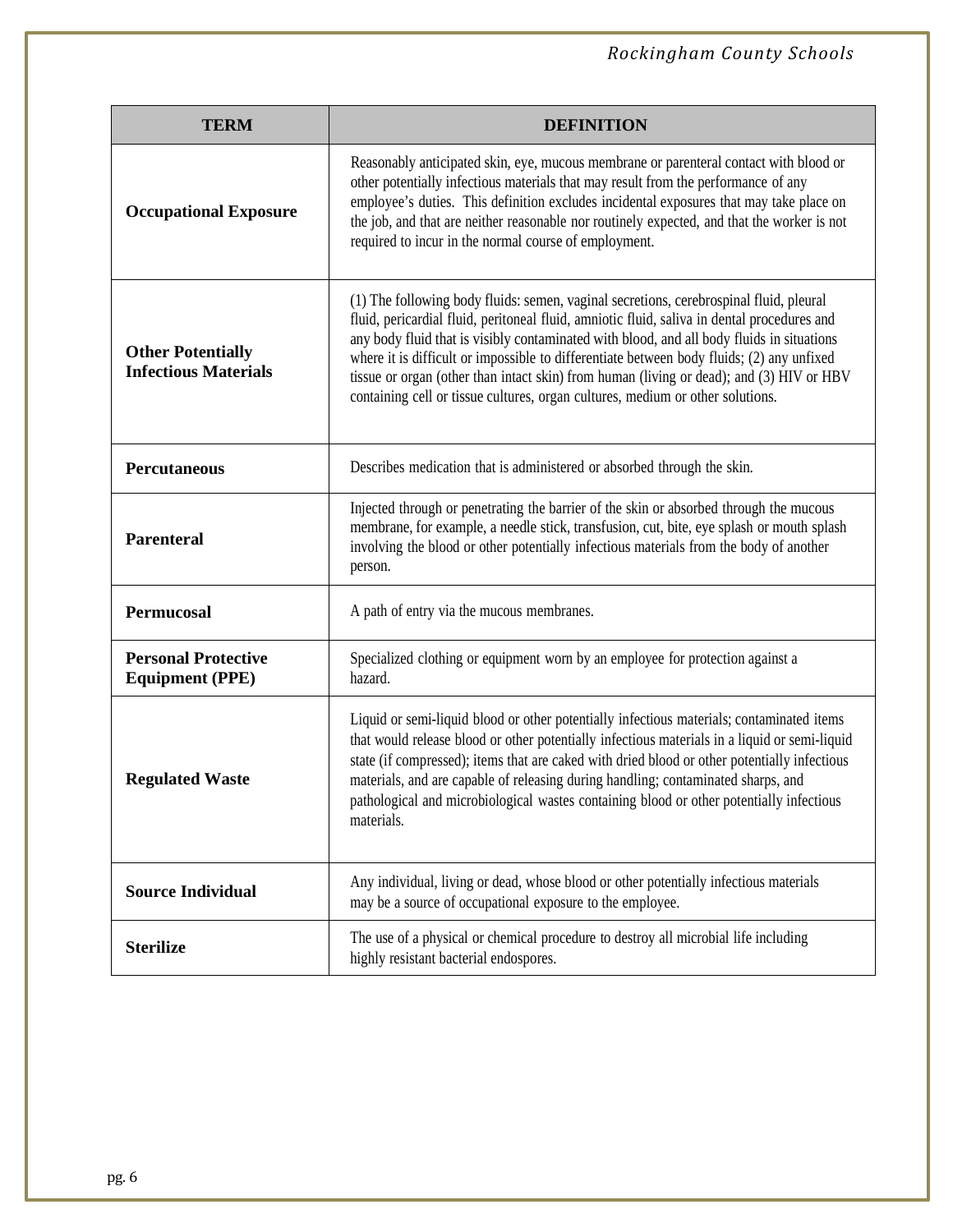| TERM | DEFINITION |
|---|---|
| **Occupational Exposure** | Reasonably anticipated skin, eye, mucous membrane or parenteral contact with blood or other potentially infectious materials that may result from the performance of any employee's duties. This definition excludes incidental exposures that may take place on the job, and that are neither reasonable nor routinely expected, and that the worker is not required to incur in the normal course of employment. |
| **Other Potentially Infectious Materials** | (1) The following body fluids: semen, vaginal secretions, cerebrospinal fluid, pleural fluid, pericardial fluid, peritoneal fluid, amniotic fluid, saliva in dental procedures and any body fluid that is visibly contaminated with blood, and all body fluids in situations where it is difficult or impossible to differentiate between body fluids; (2) any unfixed tissue or organ (other than intact skin) from human (living or dead); and (3) HIV or HBV containing cell or tissue cultures, organ cultures, medium or other solutions. |
| **Percutaneous** | Describes medication that is administered or absorbed through the skin. |
| **Parenteral** | Injected through or penetrating the barrier of the skin or absorbed through the mucous membrane, for example, a needle stick, transfusion, cut, bite, eye splash or mouth splash involving the blood or other potentially infectious materials from the body of another person. |
| **Permucosal** | A path of entry via the mucous membranes. |
| **Personal Protective Equipment (PPE)** | Specialized clothing or equipment worn by an employee for protection against a hazard. |
| **Regulated Waste** | Liquid or semi-liquid blood or other potentially infectious materials; contaminated items that would release blood or other potentially infectious materials in a liquid or semi-liquid state (if compressed); items that are caked with dried blood or other potentially infectious materials, and are capable of releasing during handling; contaminated sharps, and pathological and microbiological wastes containing blood or other potentially infectious materials. |
| **Source Individual** | Any individual, living or dead, whose blood or other potentially infectious materials may be a source of occupational exposure to the employee. |
| **Sterilize** | The use of a physical or chemical procedure to destroy all microbial life including highly resistant bacterial endospores. |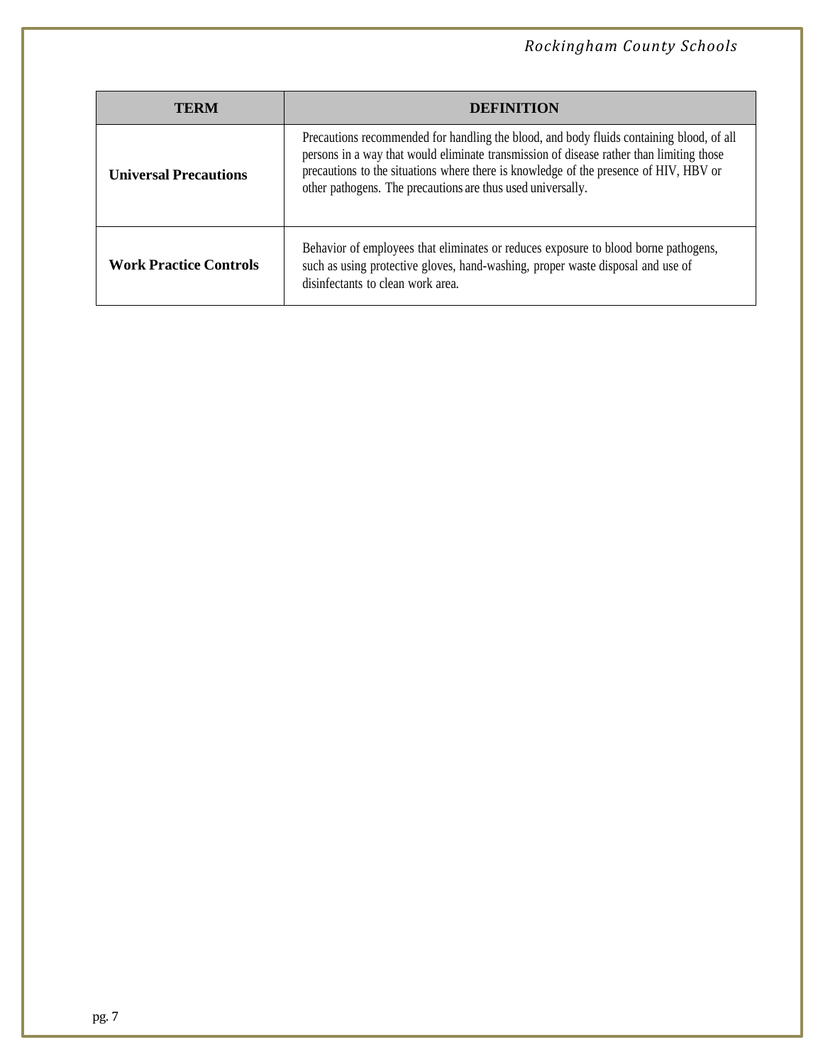| TERM | DEFINITION |
| --- | --- |
| **Universal Precautions** | Precautions recommended for handling the blood, and body fluids containing blood, of all persons in a way that would eliminate transmission of disease rather than limiting those precautions to the situations where there is knowledge of the presence of HIV, HBV or other pathogens. The precautions are thus used universally. |
| **Work Practice Controls** | Behavior of employees that eliminates or reduces exposure to blood borne pathogens, such as using protective gloves, hand-washing, proper waste disposal and use of disinfectants to clean work area. |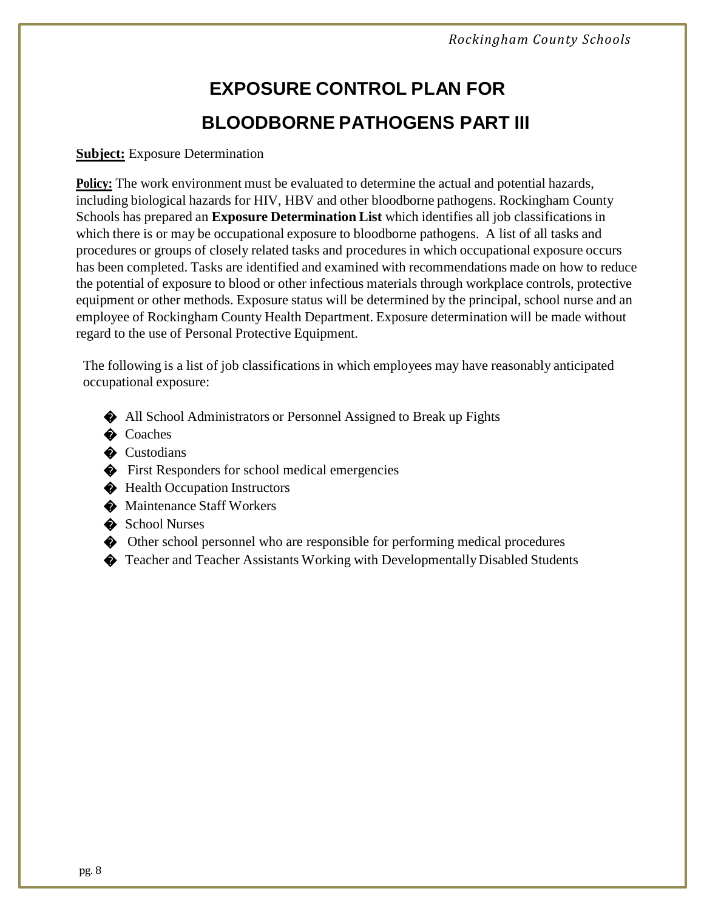# EXPOSURE CONTROL PLAN FOR BLOODBORNE PATHOGENS PART III

**Subject:** Exposure Determination

**Policy:** The work environment must be evaluated to determine the actual and potential hazards, including biological hazards for HIV, HBV and other bloodborne pathogens. Rockingham County Schools has prepared an **Exposure Determination List** which identifies all job classifications in which there is or may be occupational exposure to bloodborne pathogens. A list of all tasks and procedures or groups of closely related tasks and procedures in which occupational exposure occurs has been completed. Tasks are identified and examined with recommendations made on how to reduce the potential of exposure to blood or other infectious materials through workplace controls, protective equipment or other methods. Exposure status will be determined by the principal, school nurse and an employee of Rockingham County Health Department. Exposure determination will be made without regard to the use of Personal Protective Equipment.

The following is a list of job classifications in which employees may have reasonably anticipated occupational exposure:

- All School Administrators or Personnel Assigned to Break up Fights
- Coaches
- Custodians
- First Responders for school medical emergencies
- Health Occupation Instructors
- Maintenance Staff Workers
- School Nurses
- Other school personnel who are responsible for performing medical procedures
- Teacher and Teacher Assistants Working with Developmentally Disabled Students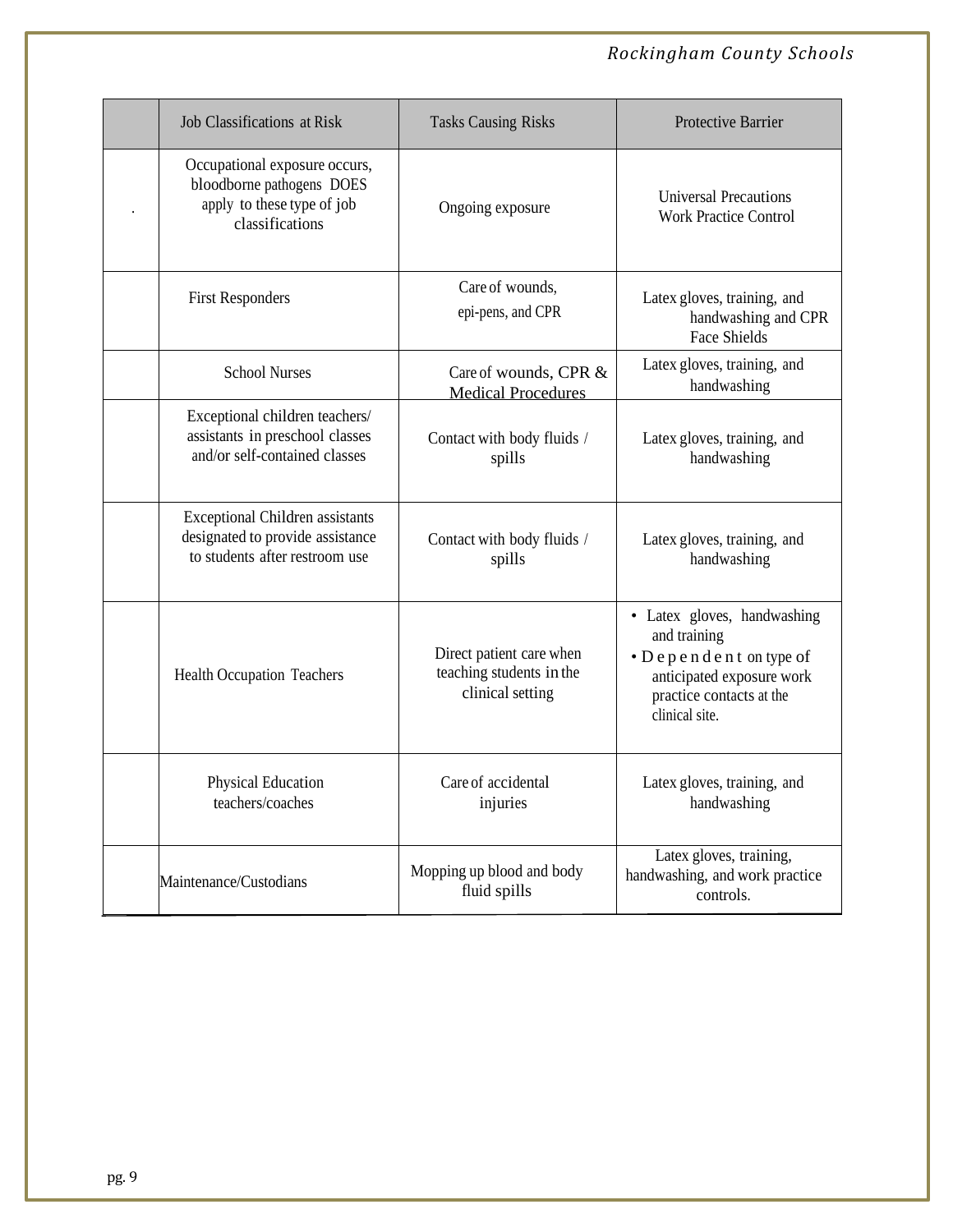| | Job Classifications at Risk | Tasks Causing Risks | Protective Barrier |
|---|---|---|---|
| . | Occupational exposure occurs, bloodborne pathogens DOES apply to these type of job classifications | Ongoing exposure | Universal Precautions Work Practice Control |
| | First Responders | Care of wounds, epi-pens, and CPR | Latex gloves, training, and handwashing and CPR Face Shields |
| | School Nurses | Care of wounds, CPR & Medical Procedures | Latex gloves, training, and handwashing |
| | Exceptional children teachers/ assistants in preschool classes and/or self-contained classes | Contact with body fluids / spills | Latex gloves, training, and handwashing |
| | Exceptional Children assistants designated to provide assistance to students after restroom use | Contact with body fluids / spills | Latex gloves, training, and handwashing |
| | Health Occupation Teachers | Direct patient care when teaching students in the clinical setting | • Latex gloves, handwashing and training<br>• Dependent on type of anticipated exposure work practice contacts at the clinical site. |
| | Physical Education teachers/coaches | Care of accidental injuries | Latex gloves, training, and handwashing |
| | Maintenance/Custodians | Mopping up blood and body fluid spills | Latex gloves, training, handwashing, and work practice controls. |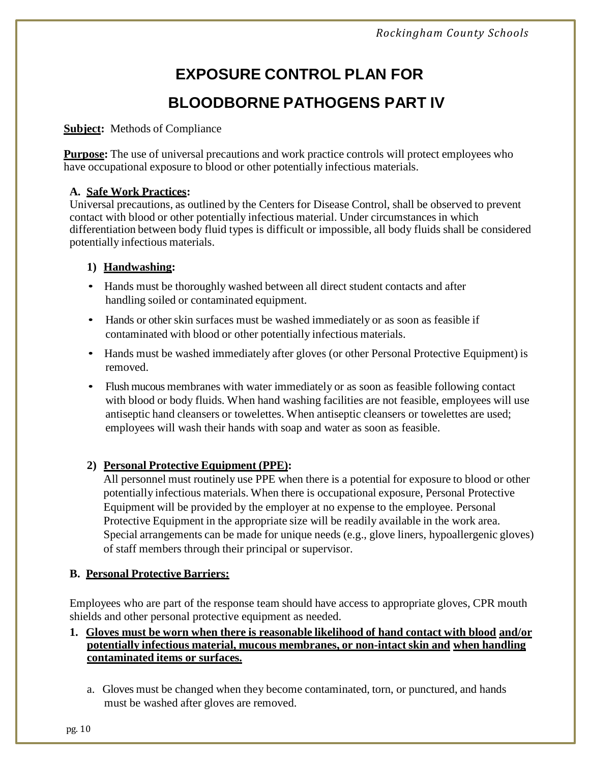# EXPOSURE CONTROL PLAN FOR BLOODBORNE PATHOGENS PART IV

**Subject:** Methods of Compliance

**Purpose:** The use of universal precautions and work practice controls will protect employees who have occupational exposure to blood or other potentially infectious materials.

## A. Safe Work Practices:

Universal precautions, as outlined by the Centers for Disease Control, shall be observed to prevent contact with blood or other potentially infectious material. Under circumstances in which differentiation between body fluid types is difficult or impossible, all body fluids shall be considered potentially infectious materials.

### 1) Handwashing:

- Hands must be thoroughly washed between all direct student contacts and after handling soiled or contaminated equipment.
- Hands or other skin surfaces must be washed immediately or as soon as feasible if contaminated with blood or other potentially infectious materials.
- Hands must be washed immediately after gloves (or other Personal Protective Equipment) is removed.
- Flush mucous membranes with water immediately or as soon as feasible following contact with blood or body fluids. When hand washing facilities are not feasible, employees will use antiseptic hand cleansers or towelettes. When antiseptic cleansers or towelettes are used; employees will wash their hands with soap and water as soon as feasible.

### 2) Personal Protective Equipment (PPE):

All personnel must routinely use PPE when there is a potential for exposure to blood or other potentially infectious materials. When there is occupational exposure, Personal Protective Equipment will be provided by the employer at no expense to the employee. Personal Protective Equipment in the appropriate size will be readily available in the work area. Special arrangements can be made for unique needs (e.g., glove liners, hypoallergenic gloves) of staff members through their principal or supervisor.

## B. Personal Protective Barriers:

Employees who are part of the response team should have access to appropriate gloves, CPR mouth shields and other personal protective equipment as needed.

1. **Gloves must be worn when there is reasonable likelihood of hand contact with blood and/or potentially infectious material, mucous membranes, or non-intact skin and when handling contaminated items or surfaces.**

   a. Gloves must be changed when they become contaminated, torn, or punctured, and hands must be washed after gloves are removed.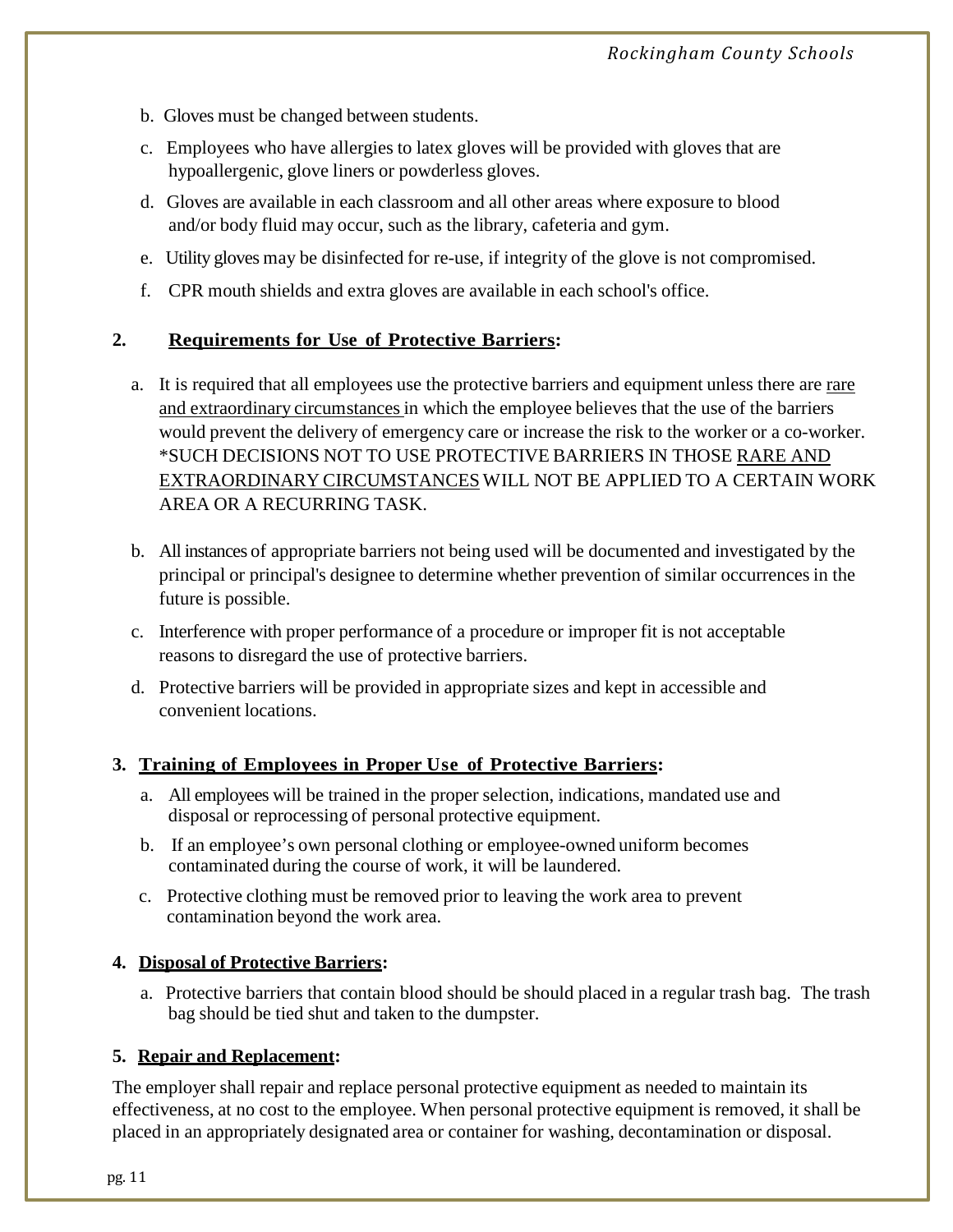b. Gloves must be changed between students.

c. Employees who have allergies to latex gloves will be provided with gloves that are hypoallergenic, glove liners or powderless gloves.

d. Gloves are available in each classroom and all other areas where exposure to blood and/or body fluid may occur, such as the library, cafeteria and gym.

e. Utility gloves may be disinfected for re-use, if integrity of the glove is not compromised.

f. CPR mouth shields and extra gloves are available in each school's office.

## 2. **Requirements for Use of Protective Barriers:**

a. It is required that all employees use the protective barriers and equipment unless there are rare and extraordinary circumstances in which the employee believes that the use of the barriers would prevent the delivery of emergency care or increase the risk to the worker or a co-worker. *SUCH DECISIONS NOT TO USE PROTECTIVE BARRIERS IN THOSE RARE AND EXTRAORDINARY CIRCUMSTANCES WILL NOT BE APPLIED TO A CERTAIN WORK AREA OR A RECURRING TASK.

b. All instances of appropriate barriers not being used will be documented and investigated by the principal or principal's designee to determine whether prevention of similar occurrences in the future is possible.

c. Interference with proper performance of a procedure or improper fit is not acceptable reasons to disregard the use of protective barriers.

d. Protective barriers will be provided in appropriate sizes and kept in accessible and convenient locations.

## 3. **Training of Employees in Proper Use of Protective Barriers:**

a. All employees will be trained in the proper selection, indications, mandated use and disposal or reprocessing of personal protective equipment.

b. If an employee's own personal clothing or employee-owned uniform becomes contaminated during the course of work, it will be laundered.

c. Protective clothing must be removed prior to leaving the work area to prevent contamination beyond the work area.

## 4. **Disposal of Protective Barriers:**

a. Protective barriers that contain blood should be should placed in a regular trash bag. The trash bag should be tied shut and taken to the dumpster.

## 5. **Repair and Replacement:**

The employer shall repair and replace personal protective equipment as needed to maintain its effectiveness, at no cost to the employee. When personal protective equipment is removed, it shall be placed in an appropriately designated area or container for washing, decontamination or disposal.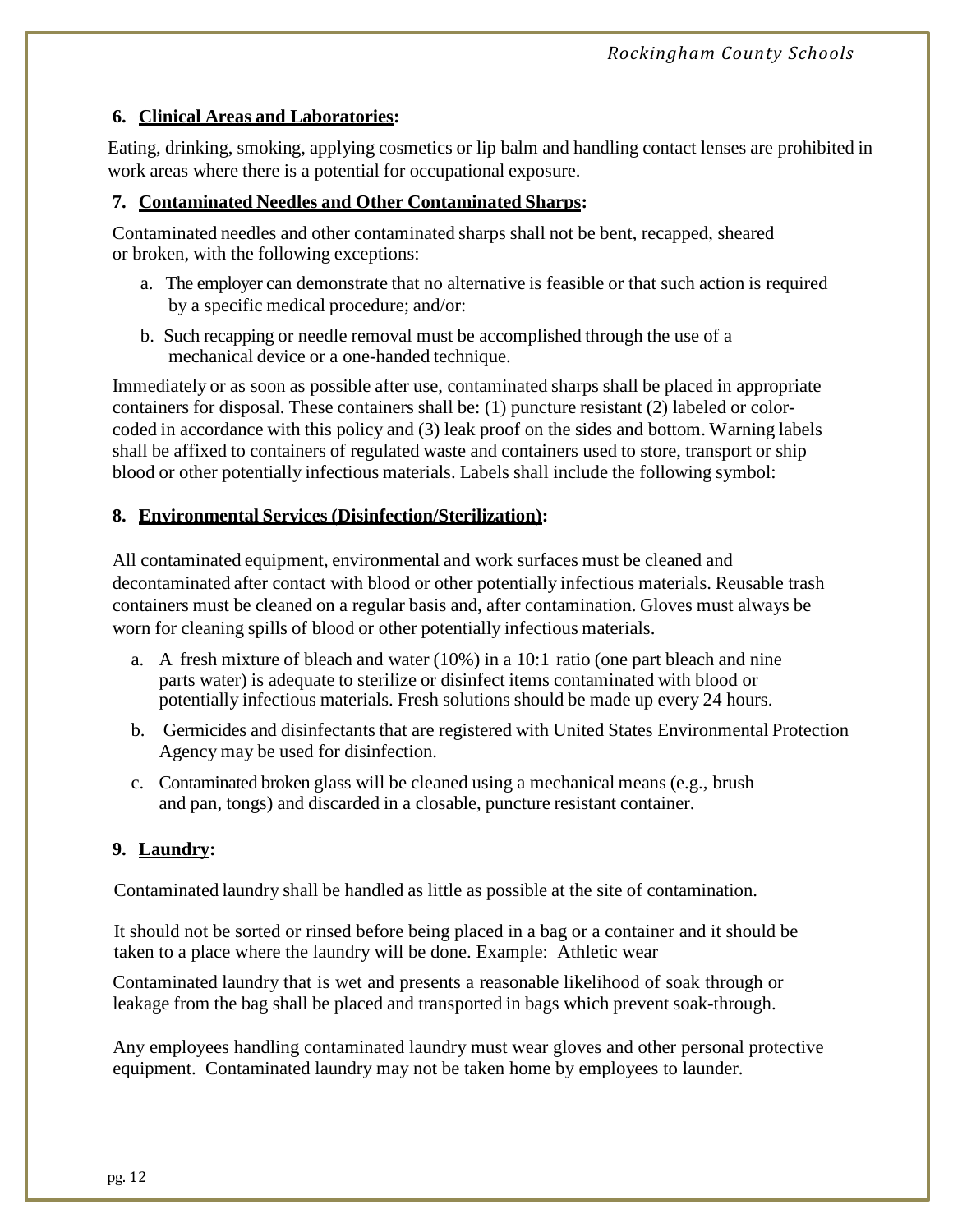### 6. Clinical Areas and Laboratories:

Eating, drinking, smoking, applying cosmetics or lip balm and handling contact lenses are prohibited in work areas where there is a potential for occupational exposure.

### 7. Contaminated Needles and Other Contaminated Sharps:

Contaminated needles and other contaminated sharps shall not be bent, recapped, sheared or broken, with the following exceptions:

a. The employer can demonstrate that no alternative is feasible or that such action is required by a specific medical procedure; and/or:

b. Such recapping or needle removal must be accomplished through the use of a mechanical device or a one-handed technique.

Immediately or as soon as possible after use, contaminated sharps shall be placed in appropriate containers for disposal. These containers shall be: (1) puncture resistant (2) labeled or color-coded in accordance with this policy and (3) leak proof on the sides and bottom. Warning labels shall be affixed to containers of regulated waste and containers used to store, transport or ship blood or other potentially infectious materials. Labels shall include the following symbol:

### 8. Environmental Services (Disinfection/Sterilization):

All contaminated equipment, environmental and work surfaces must be cleaned and decontaminated after contact with blood or other potentially infectious materials. Reusable trash containers must be cleaned on a regular basis and, after contamination. Gloves must always be worn for cleaning spills of blood or other potentially infectious materials.

a. A fresh mixture of bleach and water (10%) in a 10:1 ratio (one part bleach and nine parts water) is adequate to sterilize or disinfect items contaminated with blood or potentially infectious materials. Fresh solutions should be made up every 24 hours.

b. Germicides and disinfectants that are registered with United States Environmental Protection Agency may be used for disinfection.

c. Contaminated broken glass will be cleaned using a mechanical means (e.g., brush and pan, tongs) and discarded in a closable, puncture resistant container.

### 9. Laundry:

Contaminated laundry shall be handled as little as possible at the site of contamination.

It should not be sorted or rinsed before being placed in a bag or a container and it should be taken to a place where the laundry will be done. Example: Athletic wear

Contaminated laundry that is wet and presents a reasonable likelihood of soak through or leakage from the bag shall be placed and transported in bags which prevent soak-through.

Any employees handling contaminated laundry must wear gloves and other personal protective equipment. Contaminated laundry may not be taken home by employees to launder.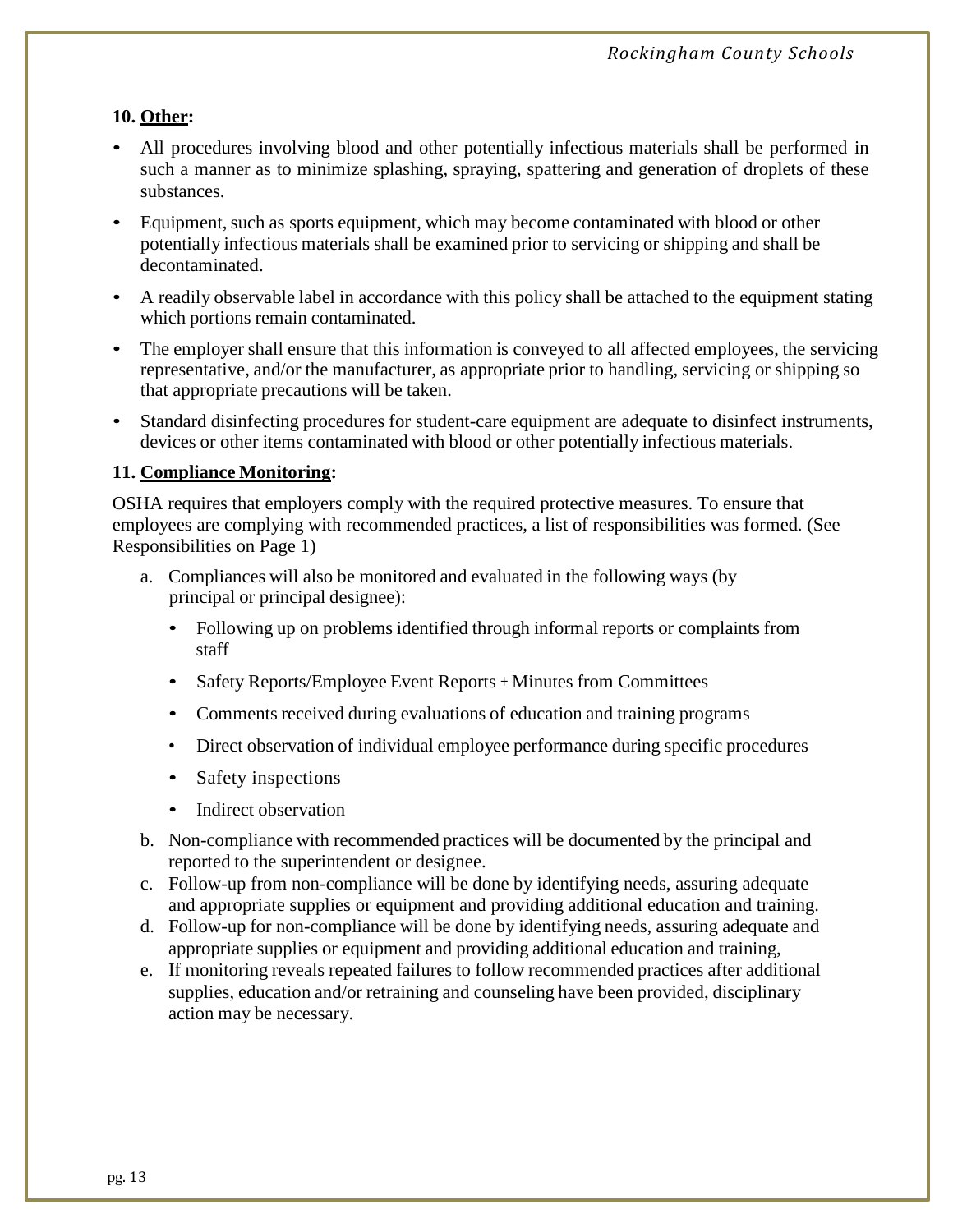**10. <u>Other</u>:**

- All procedures involving blood and other potentially infectious materials shall be performed in such a manner as to minimize splashing, spraying, spattering and generation of droplets of these substances.
- Equipment, such as sports equipment, which may become contaminated with blood or other potentially infectious materials shall be examined prior to servicing or shipping and shall be decontaminated.
- A readily observable label in accordance with this policy shall be attached to the equipment stating which portions remain contaminated.
- The employer shall ensure that this information is conveyed to all affected employees, the servicing representative, and/or the manufacturer, as appropriate prior to handling, servicing or shipping so that appropriate precautions will be taken.
- Standard disinfecting procedures for student-care equipment are adequate to disinfect instruments, devices or other items contaminated with blood or other potentially infectious materials.

**11. <u>Compliance Monitoring</u>:**

OSHA requires that employers comply with the required protective measures. To ensure that employees are complying with recommended practices, a list of responsibilities was formed. (See Responsibilities on Page 1)

a. Compliances will also be monitored and evaluated in the following ways (by principal or principal designee):
   - Following up on problems identified through informal reports or complaints from staff
   - Safety Reports/Employee Event Reports + Minutes from Committees
   - Comments received during evaluations of education and training programs
   - Direct observation of individual employee performance during specific procedures
   - Safety inspections
   - Indirect observation

b. Non-compliance with recommended practices will be documented by the principal and reported to the superintendent or designee.

c. Follow-up from non-compliance will be done by identifying needs, assuring adequate and appropriate supplies or equipment and providing additional education and training.

d. Follow-up for non-compliance will be done by identifying needs, assuring adequate and appropriate supplies or equipment and providing additional education and training,

e. If monitoring reveals repeated failures to follow recommended practices after additional supplies, education and/or retraining and counseling have been provided, disciplinary action may be necessary.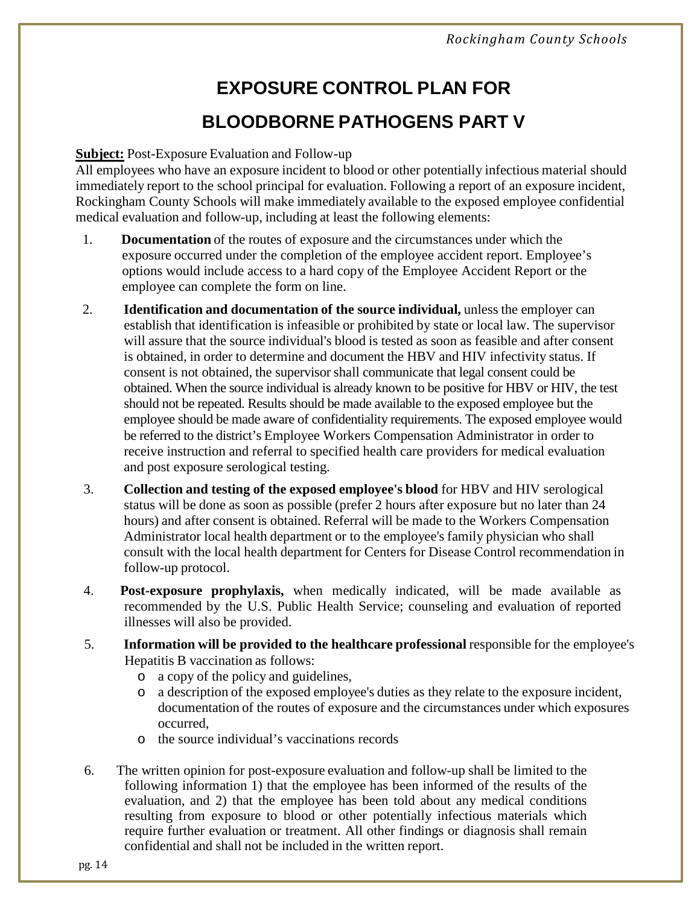# EXPOSURE CONTROL PLAN FOR

# BLOODBORNE PATHOGENS PART V

**Subject:** Post-Exposure Evaluation and Follow-up

All employees who have an exposure incident to blood or other potentially infectious material should immediately report to the school principal for evaluation. Following a report of an exposure incident, Rockingham County Schools will make immediately available to the exposed employee confidential medical evaluation and follow-up, including at least the following elements:

1. **Documentation** of the routes of exposure and the circumstances under which the exposure occurred under the completion of the employee accident report. Employee's options would include access to a hard copy of the Employee Accident Report or the employee can complete the form on line.
2. **Identification and documentation of the source individual,** unless the employer can establish that identification is infeasible or prohibited by state or local law. The supervisor will assure that the source individual's blood is tested as soon as feasible and after consent is obtained, in order to determine and document the HBV and HIV infectivity status. If consent is not obtained, the supervisor shall communicate that legal consent could be obtained. When the source individual is already known to be positive for HBV or HIV, the test should not be repeated. Results should be made available to the exposed employee but the employee should be made aware of confidentiality requirements. The exposed employee would be referred to the district's Employee Workers Compensation Administrator in order to receive instruction and referral to specified health care providers for medical evaluation and post exposure serological testing.
3. **Collection and testing of the exposed employee's blood** for HBV and HIV serological status will be done as soon as possible (prefer 2 hours after exposure but no later than 24 hours) and after consent is obtained. Referral will be made to the Workers Compensation Administrator local health department or to the employee's family physician who shall consult with the local health department for Centers for Disease Control recommendation in follow-up protocol.
4. **Post-exposure prophylaxis,** when medically indicated, will be made available as recommended by the U.S. Public Health Service; counseling and evaluation of reported illnesses will also be provided.
5. **Information will be provided to the healthcare professional** responsible for the employee's Hepatitis B vaccination as follows:
   - a copy of the policy and guidelines,
   - a description of the exposed employee's duties as they relate to the exposure incident, documentation of the routes of exposure and the circumstances under which exposures occurred,
   - the source individual's vaccinations records
6. The written opinion for post-exposure evaluation and follow-up shall be limited to the following information 1) that the employee has been informed of the results of the evaluation, and 2) that the employee has been told about any medical conditions resulting from exposure to blood or other potentially infectious materials which require further evaluation or treatment. All other findings or diagnosis shall remain confidential and shall not be included in the written report.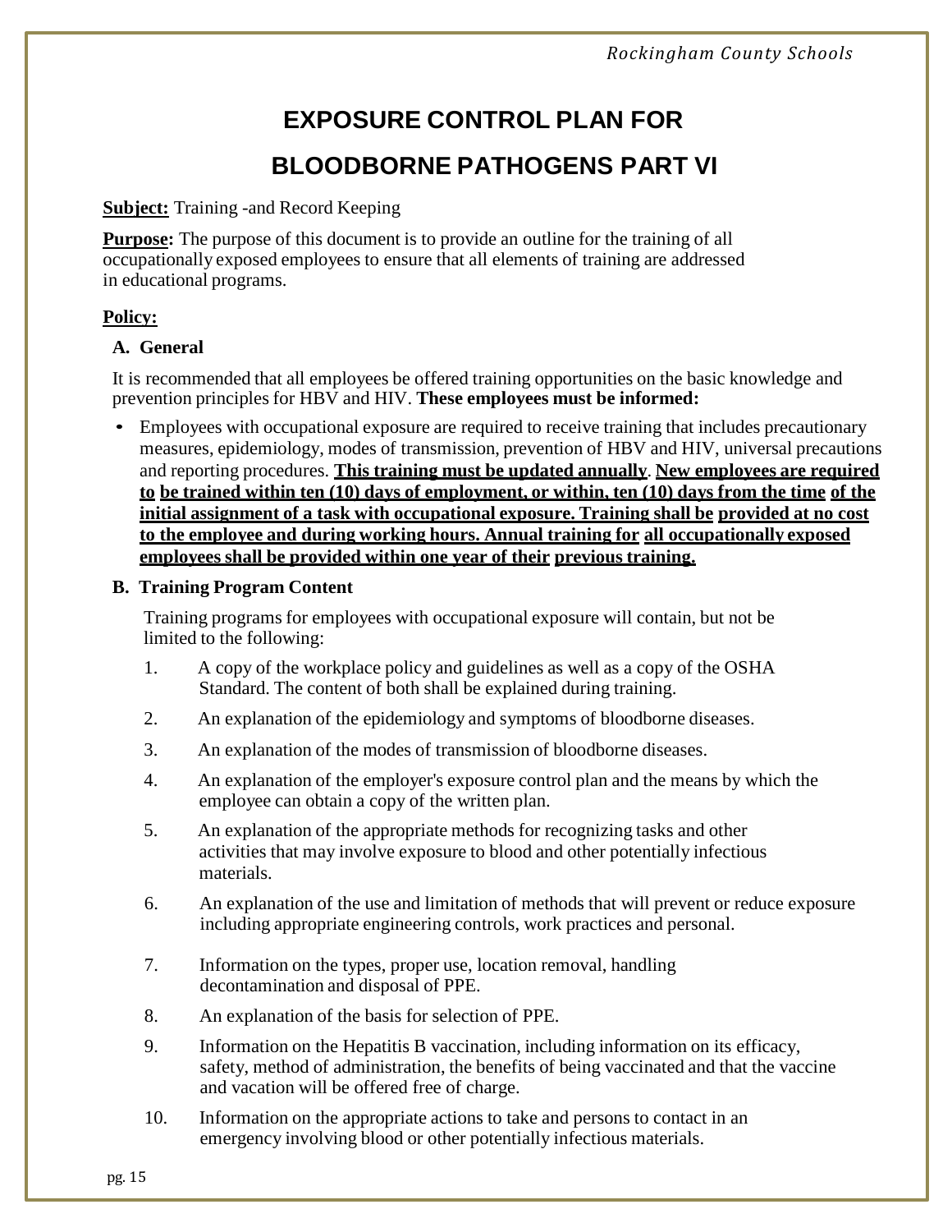# EXPOSURE CONTROL PLAN FOR

# BLOODBORNE PATHOGENS PART VI

**Subject:** Training -and Record Keeping

**Purpose:** The purpose of this document is to provide an outline for the training of all occupationally exposed employees to ensure that all elements of training are addressed in educational programs.

**Policy:**

**A. General**

It is recommended that all employees be offered training opportunities on the basic knowledge and prevention principles for HBV and HIV. **These employees must be informed:**

- Employees with occupational exposure are required to receive training that includes precautionary measures, epidemiology, modes of transmission, prevention of HBV and HIV, universal precautions and reporting procedures. **This training must be updated annually**. **New employees are required to be trained within ten (10) days of employment, or within, ten (10) days from the time of the initial assignment of a task with occupational exposure. Training shall be provided at no cost to the employee and during working hours. Annual training for all occupationally exposed employees shall be provided within one year of their previous training.**

**B. Training Program Content**

Training programs for employees with occupational exposure will contain, but not be limited to the following:

1. A copy of the workplace policy and guidelines as well as a copy of the OSHA Standard. The content of both shall be explained during training.
2. An explanation of the epidemiology and symptoms of bloodborne diseases.
3. An explanation of the modes of transmission of bloodborne diseases.
4. An explanation of the employer's exposure control plan and the means by which the employee can obtain a copy of the written plan.
5. An explanation of the appropriate methods for recognizing tasks and other activities that may involve exposure to blood and other potentially infectious materials.
6. An explanation of the use and limitation of methods that will prevent or reduce exposure including appropriate engineering controls, work practices and personal.
7. Information on the types, proper use, location removal, handling decontamination and disposal of PPE.
8. An explanation of the basis for selection of PPE.
9. Information on the Hepatitis B vaccination, including information on its efficacy, safety, method of administration, the benefits of being vaccinated and that the vaccine and vacation will be offered free of charge.
10. Information on the appropriate actions to take and persons to contact in an emergency involving blood or other potentially infectious materials.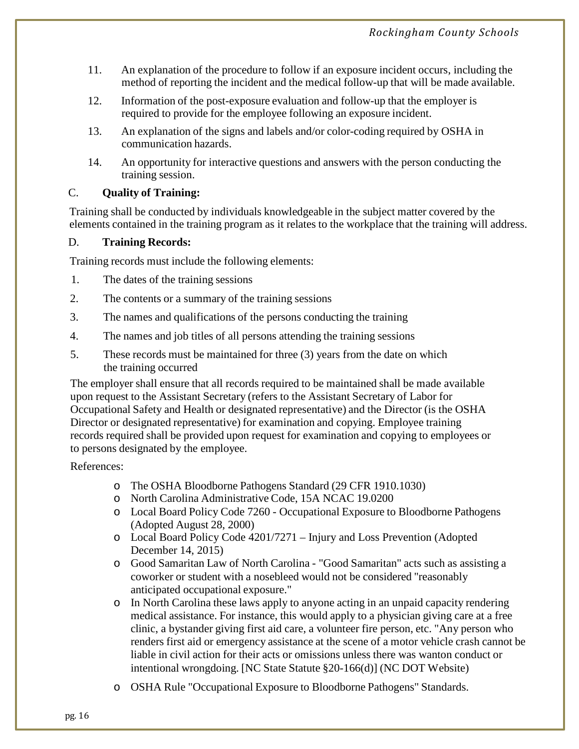11. An explanation of the procedure to follow if an exposure incident occurs, including the method of reporting the incident and the medical follow-up that will be made available.
12. Information of the post-exposure evaluation and follow-up that the employer is required to provide for the employee following an exposure incident.
13. An explanation of the signs and labels and/or color-coding required by OSHA in communication hazards.
14. An opportunity for interactive questions and answers with the person conducting the training session.

C. **Quality of Training:**

Training shall be conducted by individuals knowledgeable in the subject matter covered by the elements contained in the training program as it relates to the workplace that the training will address.

D. **Training Records:**

Training records must include the following elements:

1. The dates of the training sessions
2. The contents or a summary of the training sessions
3. The names and qualifications of the persons conducting the training
4. The names and job titles of all persons attending the training sessions
5. These records must be maintained for three (3) years from the date on which the training occurred

The employer shall ensure that all records required to be maintained shall be made available upon request to the Assistant Secretary (refers to the Assistant Secretary of Labor for Occupational Safety and Health or designated representative) and the Director (is the OSHA Director or designated representative) for examination and copying. Employee training records required shall be provided upon request for examination and copying to employees or to persons designated by the employee.

References:

- The OSHA Bloodborne Pathogens Standard (29 CFR 1910.1030)
- North Carolina Administrative Code, 15A NCAC 19.0200
- Local Board Policy Code 7260 - Occupational Exposure to Bloodborne Pathogens (Adopted August 28, 2000)
- Local Board Policy Code 4201/7271 – Injury and Loss Prevention (Adopted December 14, 2015)
- Good Samaritan Law of North Carolina - "Good Samaritan" acts such as assisting a coworker or student with a nosebleed would not be considered "reasonably anticipated occupational exposure."
- In North Carolina these laws apply to anyone acting in an unpaid capacity rendering medical assistance. For instance, this would apply to a physician giving care at a free clinic, a bystander giving first aid care, a volunteer fire person, etc. "Any person who renders first aid or emergency assistance at the scene of a motor vehicle crash cannot be liable in civil action for their acts or omissions unless there was wanton conduct or intentional wrongdoing. [NC State Statute §20-166(d)] (NC DOT Website)
- OSHA Rule "Occupational Exposure to Bloodborne Pathogens" Standards.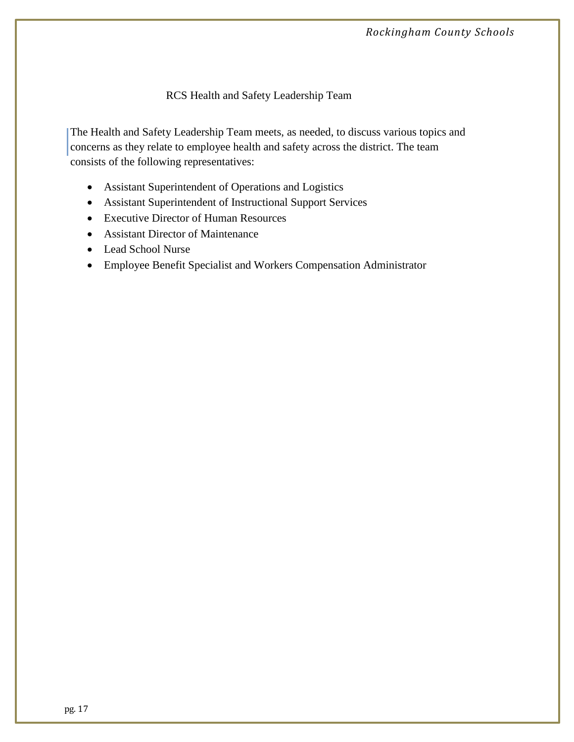## RCS Health and Safety Leadership Team

The Health and Safety Leadership Team meets, as needed, to discuss various topics and concerns as they relate to employee health and safety across the district. The team consists of the following representatives:

- Assistant Superintendent of Operations and Logistics
- Assistant Superintendent of Instructional Support Services
- Executive Director of Human Resources
- Assistant Director of Maintenance
- Lead School Nurse
- Employee Benefit Specialist and Workers Compensation Administrator